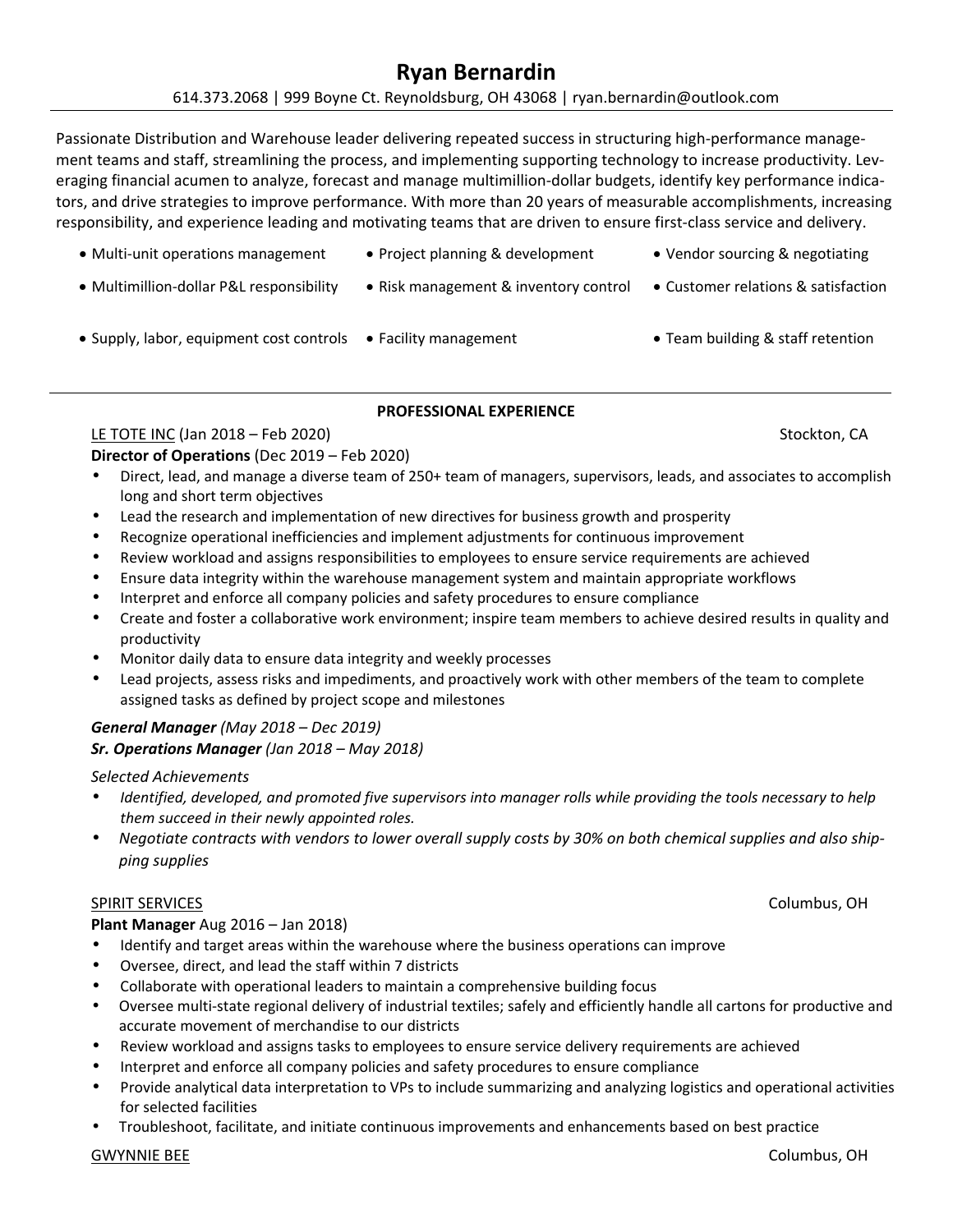# Ryan Bernardin

614.373.2068 | 999 Boyne Ct. Reynoldsburg, OH 43068 | ryan.bernardin@outlook.com

Passionate Distribution and Warehouse leader delivering repeated success in structuring high-performance management teams and staff, streamlining the process, and implementing supporting technology to increase productivity. Leveraging financial acumen to analyze, forecast and manage multimillion-dollar budgets, identify key performance indicators, and drive strategies to improve performance. With more than 20 years of measurable accomplishments, increasing responsibility, and experience leading and motivating teams that are driven to ensure first-class service and delivery.

- Multi-unit operations management
- Project planning & development
- Vendor sourcing & negotiating
- Multimillion-dollar P&L responsibility
- Risk management & inventory control
- Customer relations & satisfaction
- Supply, labor, equipment cost controls
- Facility management
- Team building & staff retention

## PROFESSIONAL EXPERIENCE

LE TOTE INC (Jan 2018 – Feb 2020) — Stockton, CA

**Director of Operations** (Dec 2019 – Feb 2020)

- Direct, lead, and manage a diverse team of 250+ team of managers, supervisors, leads, and associates to accomplish long and short term objectives
- Lead the research and implementation of new directives for business growth and prosperity
- Recognize operational inefficiencies and implement adjustments for continuous improvement
- Review workload and assigns responsibilities to employees to ensure service requirements are achieved
- Ensure data integrity within the warehouse management system and maintain appropriate workflows
- Interpret and enforce all company policies and safety procedures to ensure compliance
- Create and foster a collaborative work environment; inspire team members to achieve desired results in quality and productivity
- Monitor daily data to ensure data integrity and weekly processes
- Lead projects, assess risks and impediments, and proactively work with other members of the team to complete assigned tasks as defined by project scope and milestones

***General Manager** (May 2018 – Dec 2019)*

***Sr. Operations Manager** (Jan 2018 – May 2018)*

*Selected Achievements*

- *Identified, developed, and promoted five supervisors into manager rolls while providing the tools necessary to help them succeed in their newly appointed roles.*
- *Negotiate contracts with vendors to lower overall supply costs by 30% on both chemical supplies and also shipping supplies*

SPIRIT SERVICES — Columbus, OH

**Plant Manager** Aug 2016 – Jan 2018)

- Identify and target areas within the warehouse where the business operations can improve
- Oversee, direct, and lead the staff within 7 districts
- Collaborate with operational leaders to maintain a comprehensive building focus
- Oversee multi-state regional delivery of industrial textiles; safely and efficiently handle all cartons for productive and accurate movement of merchandise to our districts
- Review workload and assigns tasks to employees to ensure service delivery requirements are achieved
- Interpret and enforce all company policies and safety procedures to ensure compliance
- Provide analytical data interpretation to VPs to include summarizing and analyzing logistics and operational activities for selected facilities
- Troubleshoot, facilitate, and initiate continuous improvements and enhancements based on best practice

GWYNNIE BEE — Columbus, OH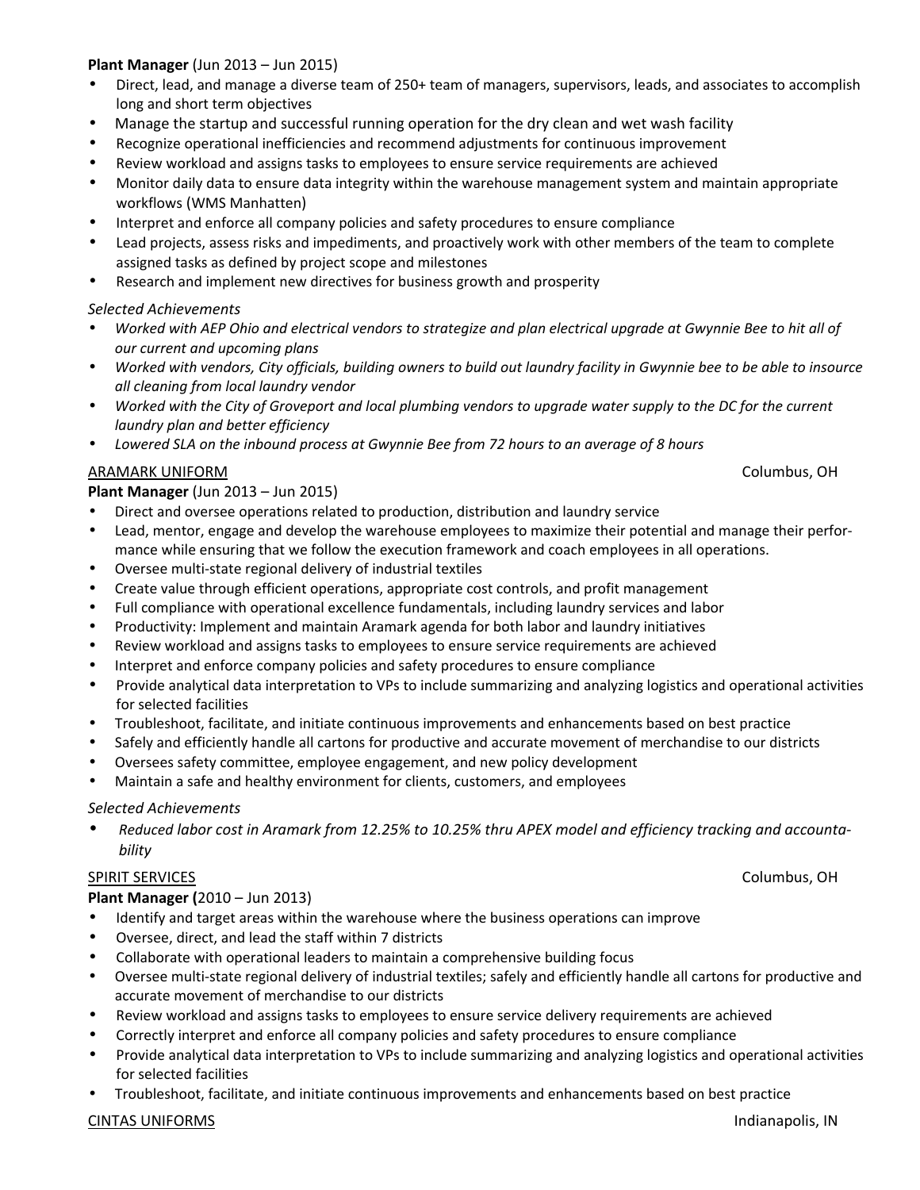**Plant Manager** (Jun 2013 – Jun 2015)

- Direct, lead, and manage a diverse team of 250+ team of managers, supervisors, leads, and associates to accomplish long and short term objectives
- Manage the startup and successful running operation for the dry clean and wet wash facility
- Recognize operational inefficiencies and recommend adjustments for continuous improvement
- Review workload and assigns tasks to employees to ensure service requirements are achieved
- Monitor daily data to ensure data integrity within the warehouse management system and maintain appropriate workflows (WMS Manhatten)
- Interpret and enforce all company policies and safety procedures to ensure compliance
- Lead projects, assess risks and impediments, and proactively work with other members of the team to complete assigned tasks as defined by project scope and milestones
- Research and implement new directives for business growth and prosperity

*Selected Achievements*

- *Worked with AEP Ohio and electrical vendors to strategize and plan electrical upgrade at Gwynnie Bee to hit all of our current and upcoming plans*
- *Worked with vendors, City officials, building owners to build out laundry facility in Gwynnie bee to be able to insource all cleaning from local laundry vendor*
- *Worked with the City of Groveport and local plumbing vendors to upgrade water supply to the DC for the current laundry plan and better efficiency*
- *Lowered SLA on the inbound process at Gwynnie Bee from 72 hours to an average of 8 hours*

<u>ARAMARK UNIFORM</u> Columbus, OH

**Plant Manager** (Jun 2013 – Jun 2015)

- Direct and oversee operations related to production, distribution and laundry service
- Lead, mentor, engage and develop the warehouse employees to maximize their potential and manage their performance while ensuring that we follow the execution framework and coach employees in all operations.
- Oversee multi-state regional delivery of industrial textiles
- Create value through efficient operations, appropriate cost controls, and profit management
- Full compliance with operational excellence fundamentals, including laundry services and labor
- Productivity: Implement and maintain Aramark agenda for both labor and laundry initiatives
- Review workload and assigns tasks to employees to ensure service requirements are achieved
- Interpret and enforce company policies and safety procedures to ensure compliance
- Provide analytical data interpretation to VPs to include summarizing and analyzing logistics and operational activities for selected facilities
- Troubleshoot, facilitate, and initiate continuous improvements and enhancements based on best practice
- Safely and efficiently handle all cartons for productive and accurate movement of merchandise to our districts
- Oversees safety committee, employee engagement, and new policy development
- Maintain a safe and healthy environment for clients, customers, and employees

*Selected Achievements*

- *Reduced labor cost in Aramark from 12.25% to 10.25% thru APEX model and efficiency tracking and accountability*

<u>SPIRIT SERVICES</u> Columbus, OH

**Plant Manager (**2010 – Jun 2013)

- Identify and target areas within the warehouse where the business operations can improve
- Oversee, direct, and lead the staff within 7 districts
- Collaborate with operational leaders to maintain a comprehensive building focus
- Oversee multi-state regional delivery of industrial textiles; safely and efficiently handle all cartons for productive and accurate movement of merchandise to our districts
- Review workload and assigns tasks to employees to ensure service delivery requirements are achieved
- Correctly interpret and enforce all company policies and safety procedures to ensure compliance
- Provide analytical data interpretation to VPs to include summarizing and analyzing logistics and operational activities for selected facilities
- Troubleshoot, facilitate, and initiate continuous improvements and enhancements based on best practice

<u>CINTAS UNIFORMS</u> Indianapolis, IN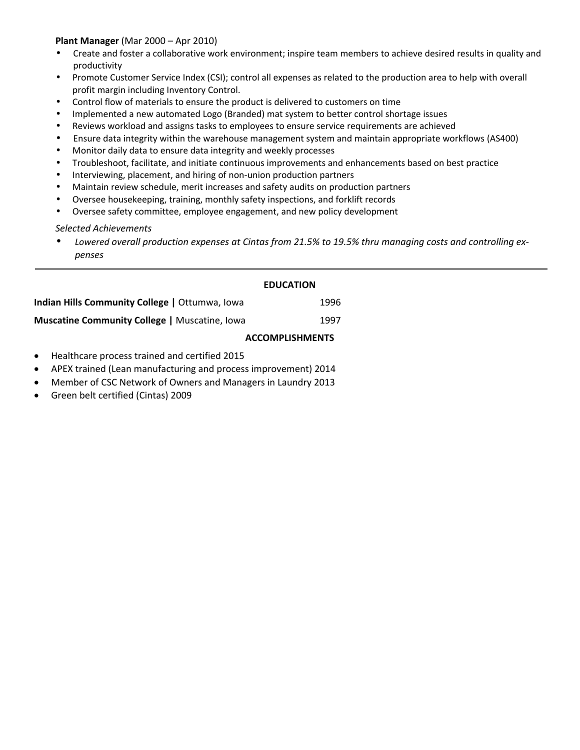**Plant Manager** (Mar 2000 – Apr 2010)

- Create and foster a collaborative work environment; inspire team members to achieve desired results in quality and productivity
- Promote Customer Service Index (CSI); control all expenses as related to the production area to help with overall profit margin including Inventory Control.
- Control flow of materials to ensure the product is delivered to customers on time
- Implemented a new automated Logo (Branded) mat system to better control shortage issues
- Reviews workload and assigns tasks to employees to ensure service requirements are achieved
- Ensure data integrity within the warehouse management system and maintain appropriate workflows (AS400)
- Monitor daily data to ensure data integrity and weekly processes
- Troubleshoot, facilitate, and initiate continuous improvements and enhancements based on best practice
- Interviewing, placement, and hiring of non-union production partners
- Maintain review schedule, merit increases and safety audits on production partners
- Oversee housekeeping, training, monthly safety inspections, and forklift records
- Oversee safety committee, employee engagement, and new policy development

*Selected Achievements*

- *Lowered overall production expenses at Cintas from 21.5% to 19.5% thru managing costs and controlling expenses*

---

## EDUCATION

**Indian Hills Community College |** Ottumwa, Iowa 1996

**Muscatine Community College |** Muscatine, Iowa 1997

## ACCOMPLISHMENTS

- Healthcare process trained and certified 2015
- APEX trained (Lean manufacturing and process improvement) 2014
- Member of CSC Network of Owners and Managers in Laundry 2013
- Green belt certified (Cintas) 2009